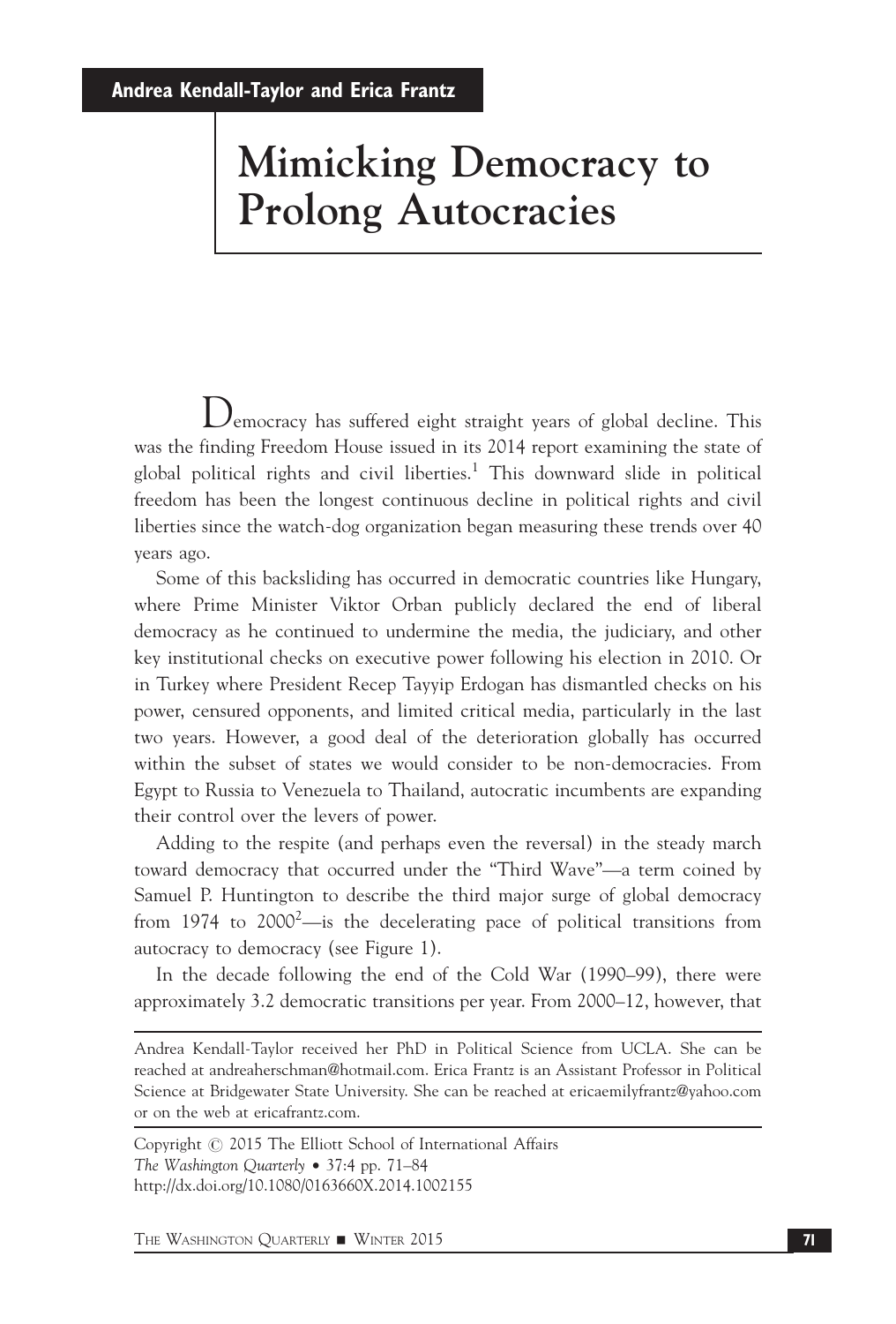**Andrea Kendall-Taylor and Erica Frantz**

# Mimicking Democracy to Prolong Autocracies

Democracy has suffered eight straight years of global decline. This was the finding Freedom House issued in its 2014 report examining the state of global political rights and civil liberties.[1] This downward slide in political freedom has been the longest continuous decline in political rights and civil liberties since the watch-dog organization began measuring these trends over 40 years ago.

Some of this backsliding has occurred in democratic countries like Hungary, where Prime Minister Viktor Orban publicly declared the end of liberal democracy as he continued to undermine the media, the judiciary, and other key institutional checks on executive power following his election in 2010. Or in Turkey where President Recep Tayyip Erdogan has dismantled checks on his power, censured opponents, and limited critical media, particularly in the last two years. However, a good deal of the deterioration globally has occurred within the subset of states we would consider to be non-democracies. From Egypt to Russia to Venezuela to Thailand, autocratic incumbents are expanding their control over the levers of power.

Adding to the respite (and perhaps even the reversal) in the steady march toward democracy that occurred under the "Third Wave"—a term coined by Samuel P. Huntington to describe the third major surge of global democracy from 1974 to 2000[2]—is the decelerating pace of political transitions from autocracy to democracy (see Figure 1).

In the decade following the end of the Cold War (1990–99), there were approximately 3.2 democratic transitions per year. From 2000–12, however, that

---

Andrea Kendall-Taylor received her PhD in Political Science from UCLA. She can be reached at andreaherschman@hotmail.com. Erica Frantz is an Assistant Professor in Political Science at Bridgewater State University. She can be reached at ericaemilyfrantz@yahoo.com or on the web at ericafrantz.com.

Copyright © 2015 The Elliott School of International Affairs
*The Washington Quarterly* • 37:4 pp. 71–84
http://dx.doi.org/10.1080/0163660X.2014.1002155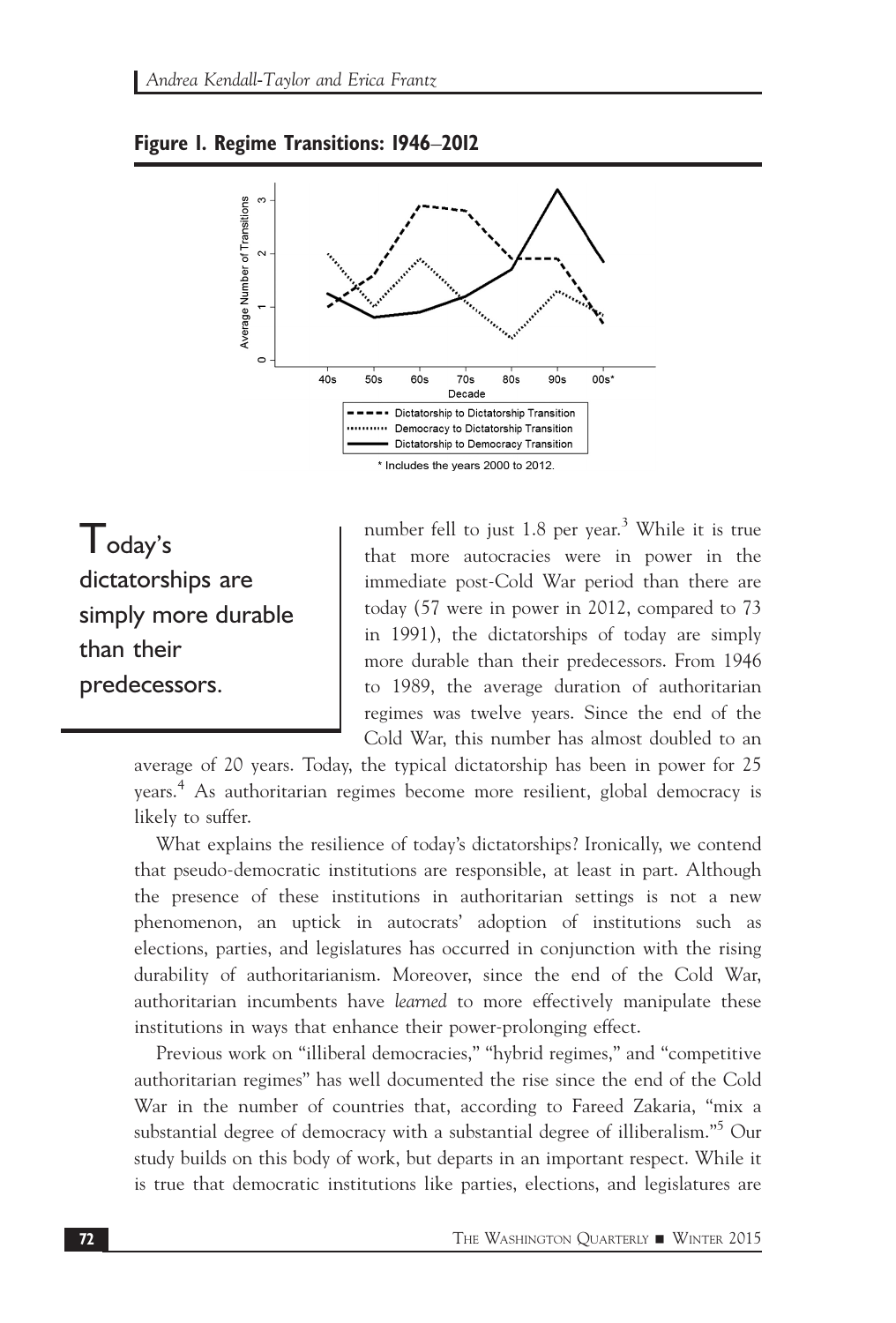**Figure 1. Regime Transitions: 1946–2012**

\* Includes the years 2000 to 2012.

> Today's dictatorships are simply more durable than their predecessors.

number fell to just 1.8 per year.[3] While it is true that more autocracies were in power in the immediate post-Cold War period than there are today (57 were in power in 2012, compared to 73 in 1991), the dictatorships of today are simply more durable than their predecessors. From 1946 to 1989, the average duration of authoritarian regimes was twelve years. Since the end of the Cold War, this number has almost doubled to an average of 20 years. Today, the typical dictatorship has been in power for 25 years.[4] As authoritarian regimes become more resilient, global democracy is likely to suffer.

What explains the resilience of today's dictatorships? Ironically, we contend that pseudo-democratic institutions are responsible, at least in part. Although the presence of these institutions in authoritarian settings is not a new phenomenon, an uptick in autocrats' adoption of institutions such as elections, parties, and legislatures has occurred in conjunction with the rising durability of authoritarianism. Moreover, since the end of the Cold War, authoritarian incumbents have *learned* to more effectively manipulate these institutions in ways that enhance their power-prolonging effect.

Previous work on "illiberal democracies," "hybrid regimes," and "competitive authoritarian regimes" has well documented the rise since the end of the Cold War in the number of countries that, according to Fareed Zakaria, "mix a substantial degree of democracy with a substantial degree of illiberalism."[5] Our study builds on this body of work, but departs in an important respect. While it is true that democratic institutions like parties, elections, and legislatures are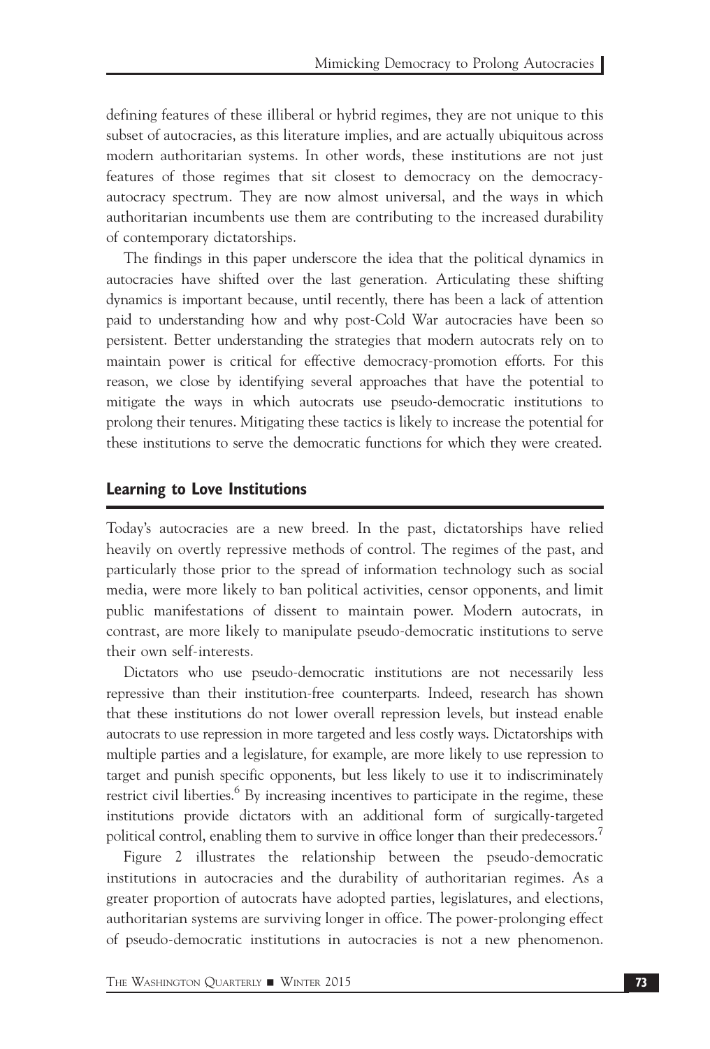defining features of these illiberal or hybrid regimes, they are not unique to this subset of autocracies, as this literature implies, and are actually ubiquitous across modern authoritarian systems. In other words, these institutions are not just features of those regimes that sit closest to democracy on the democracy-autocracy spectrum. They are now almost universal, and the ways in which authoritarian incumbents use them are contributing to the increased durability of contemporary dictatorships.

The findings in this paper underscore the idea that the political dynamics in autocracies have shifted over the last generation. Articulating these shifting dynamics is important because, until recently, there has been a lack of attention paid to understanding how and why post-Cold War autocracies have been so persistent. Better understanding the strategies that modern autocrats rely on to maintain power is critical for effective democracy-promotion efforts. For this reason, we close by identifying several approaches that have the potential to mitigate the ways in which autocrats use pseudo-democratic institutions to prolong their tenures. Mitigating these tactics is likely to increase the potential for these institutions to serve the democratic functions for which they were created.

## Learning to Love Institutions

Today's autocracies are a new breed. In the past, dictatorships have relied heavily on overtly repressive methods of control. The regimes of the past, and particularly those prior to the spread of information technology such as social media, were more likely to ban political activities, censor opponents, and limit public manifestations of dissent to maintain power. Modern autocrats, in contrast, are more likely to manipulate pseudo-democratic institutions to serve their own self-interests.

Dictators who use pseudo-democratic institutions are not necessarily less repressive than their institution-free counterparts. Indeed, research has shown that these institutions do not lower overall repression levels, but instead enable autocrats to use repression in more targeted and less costly ways. Dictatorships with multiple parties and a legislature, for example, are more likely to use repression to target and punish specific opponents, but less likely to use it to indiscriminately restrict civil liberties.[6] By increasing incentives to participate in the regime, these institutions provide dictators with an additional form of surgically-targeted political control, enabling them to survive in office longer than their predecessors.[7]

Figure 2 illustrates the relationship between the pseudo-democratic institutions in autocracies and the durability of authoritarian regimes. As a greater proportion of autocrats have adopted parties, legislatures, and elections, authoritarian systems are surviving longer in office. The power-prolonging effect of pseudo-democratic institutions in autocracies is not a new phenomenon.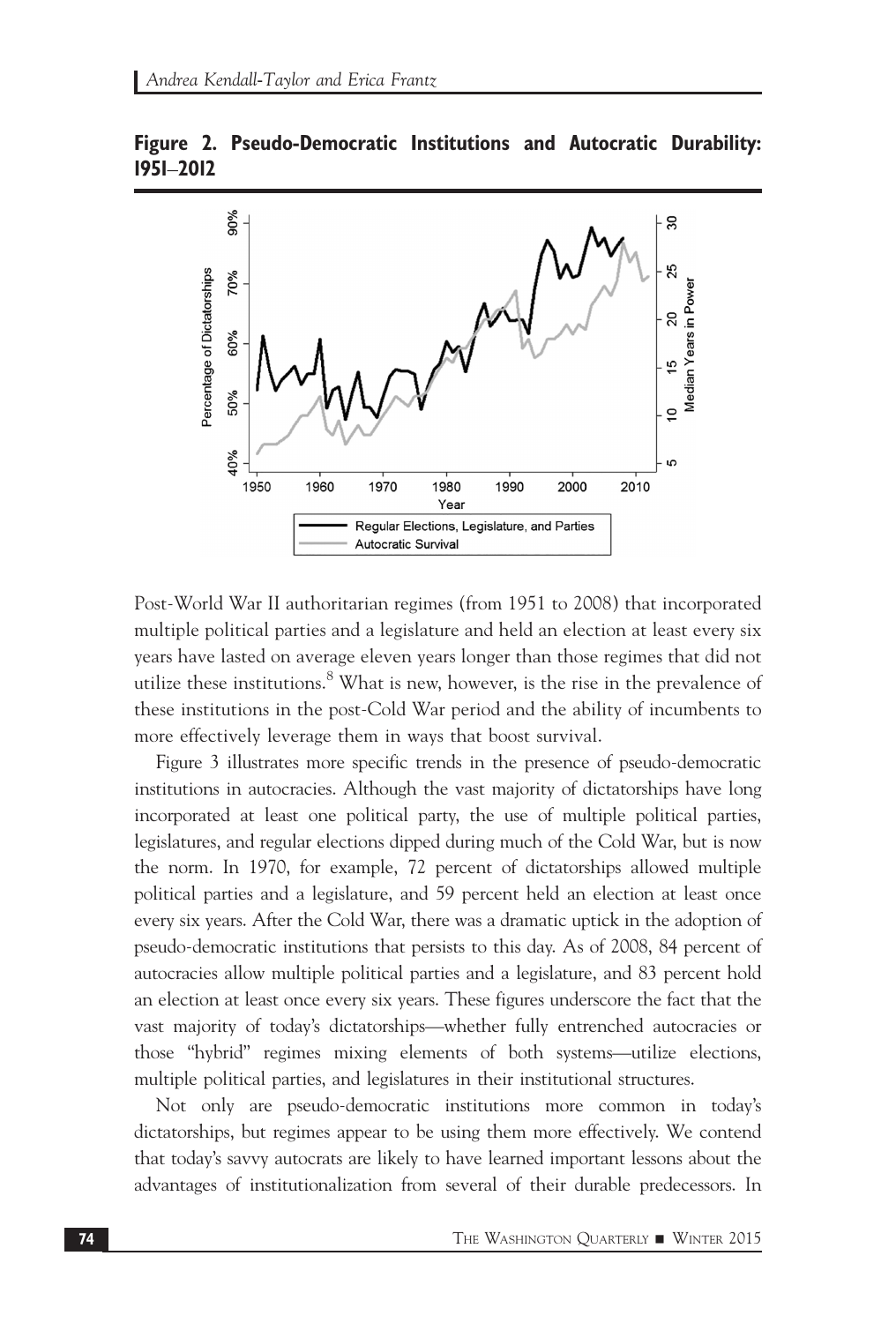**Figure 2. Pseudo-Democratic Institutions and Autocratic Durability: 1951–2012**

Post-World War II authoritarian regimes (from 1951 to 2008) that incorporated multiple political parties and a legislature and held an election at least every six years have lasted on average eleven years longer than those regimes that did not utilize these institutions.[8] What is new, however, is the rise in the prevalence of these institutions in the post-Cold War period and the ability of incumbents to more effectively leverage them in ways that boost survival.

Figure 3 illustrates more specific trends in the presence of pseudo-democratic institutions in autocracies. Although the vast majority of dictatorships have long incorporated at least one political party, the use of multiple political parties, legislatures, and regular elections dipped during much of the Cold War, but is now the norm. In 1970, for example, 72 percent of dictatorships allowed multiple political parties and a legislature, and 59 percent held an election at least once every six years. After the Cold War, there was a dramatic uptick in the adoption of pseudo-democratic institutions that persists to this day. As of 2008, 84 percent of autocracies allow multiple political parties and a legislature, and 83 percent hold an election at least once every six years. These figures underscore the fact that the vast majority of today's dictatorships—whether fully entrenched autocracies or those "hybrid" regimes mixing elements of both systems—utilize elections, multiple political parties, and legislatures in their institutional structures.

Not only are pseudo-democratic institutions more common in today's dictatorships, but regimes appear to be using them more effectively. We contend that today's savvy autocrats are likely to have learned important lessons about the advantages of institutionalization from several of their durable predecessors. In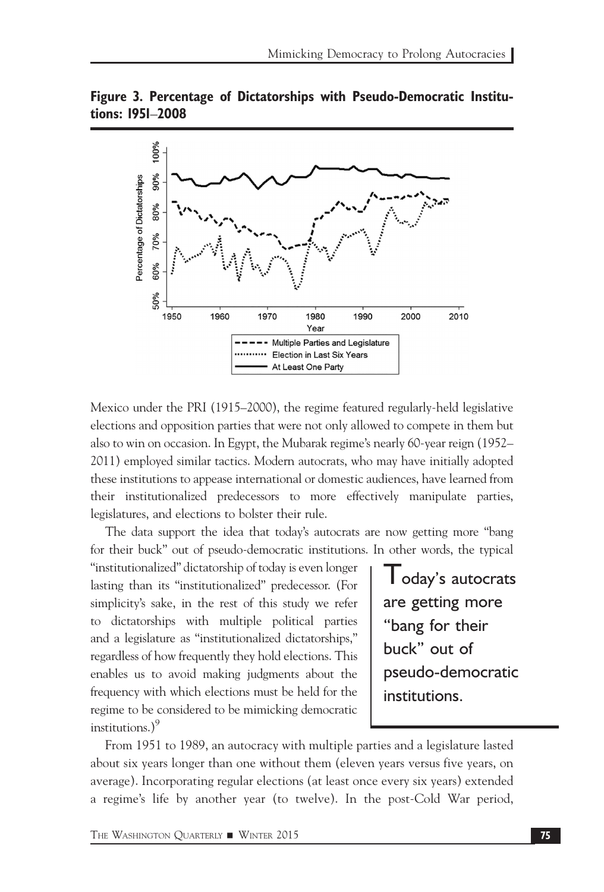**Figure 3. Percentage of Dictatorships with Pseudo-Democratic Institutions: 1951–2008**

Mexico under the PRI (1915–2000), the regime featured regularly-held legislative elections and opposition parties that were not only allowed to compete in them but also to win on occasion. In Egypt, the Mubarak regime's nearly 60-year reign (1952–2011) employed similar tactics. Modern autocrats, who may have initially adopted these institutions to appease international or domestic audiences, have learned from their institutionalized predecessors to more effectively manipulate parties, legislatures, and elections to bolster their rule.

The data support the idea that today's autocrats are now getting more "bang for their buck" out of pseudo-democratic institutions. In other words, the typical "institutionalized" dictatorship of today is even longer lasting than its "institutionalized" predecessor. (For simplicity's sake, in the rest of this study we refer to dictatorships with multiple political parties and a legislature as "institutionalized dictatorships," regardless of how frequently they hold elections. This enables us to avoid making judgments about the frequency with which elections must be held for the regime to be considered to be mimicking democratic institutions.)[9]

> Today's autocrats are getting more "bang for their buck" out of pseudo-democratic institutions.

From 1951 to 1989, an autocracy with multiple parties and a legislature lasted about six years longer than one without them (eleven years versus five years, on average). Incorporating regular elections (at least once every six years) extended a regime's life by another year (to twelve). In the post-Cold War period,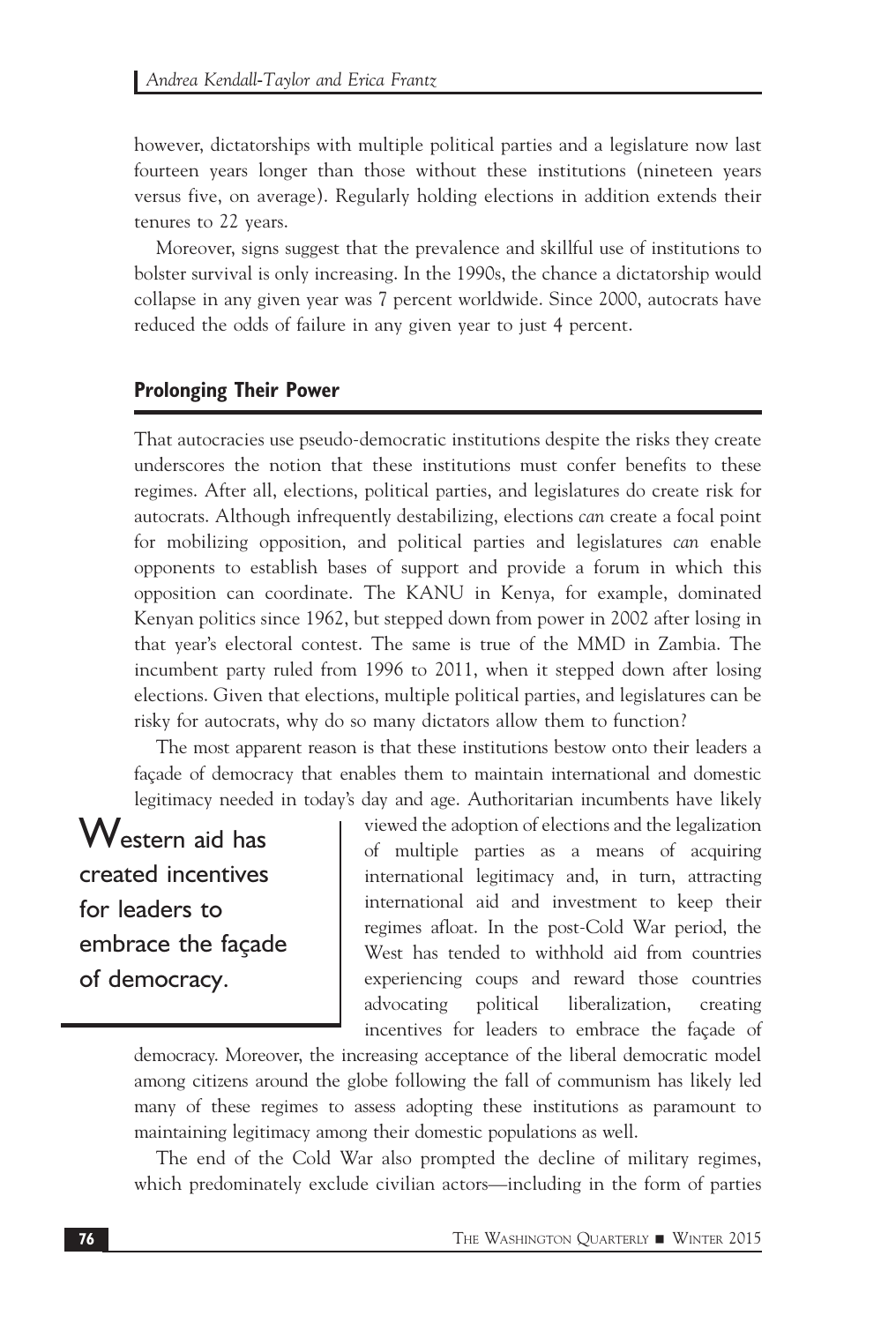however, dictatorships with multiple political parties and a legislature now last fourteen years longer than those without these institutions (nineteen years versus five, on average). Regularly holding elections in addition extends their tenures to 22 years.

Moreover, signs suggest that the prevalence and skillful use of institutions to bolster survival is only increasing. In the 1990s, the chance a dictatorship would collapse in any given year was 7 percent worldwide. Since 2000, autocrats have reduced the odds of failure in any given year to just 4 percent.

## Prolonging Their Power

That autocracies use pseudo-democratic institutions despite the risks they create underscores the notion that these institutions must confer benefits to these regimes. After all, elections, political parties, and legislatures do create risk for autocrats. Although infrequently destabilizing, elections *can* create a focal point for mobilizing opposition, and political parties and legislatures *can* enable opponents to establish bases of support and provide a forum in which this opposition can coordinate. The KANU in Kenya, for example, dominated Kenyan politics since 1962, but stepped down from power in 2002 after losing in that year's electoral contest. The same is true of the MMD in Zambia. The incumbent party ruled from 1996 to 2011, when it stepped down after losing elections. Given that elections, multiple political parties, and legislatures can be risky for autocrats, why do so many dictators allow them to function?

The most apparent reason is that these institutions bestow onto their leaders a façade of democracy that enables them to maintain international and domestic legitimacy needed in today's day and age. Authoritarian incumbents have likely viewed the adoption of elections and the legalization of multiple parties as a means of acquiring international legitimacy and, in turn, attracting international aid and investment to keep their regimes afloat. In the post-Cold War period, the West has tended to withhold aid from countries experiencing coups and reward those countries advocating political liberalization, creating incentives for leaders to embrace the façade of democracy. Moreover, the increasing acceptance of the liberal democratic model among citizens around the globe following the fall of communism has likely led many of these regimes to assess adopting these institutions as paramount to maintaining legitimacy among their domestic populations as well.

> Western aid has created incentives for leaders to embrace the façade of democracy.

The end of the Cold War also prompted the decline of military regimes, which predominately exclude civilian actors—including in the form of parties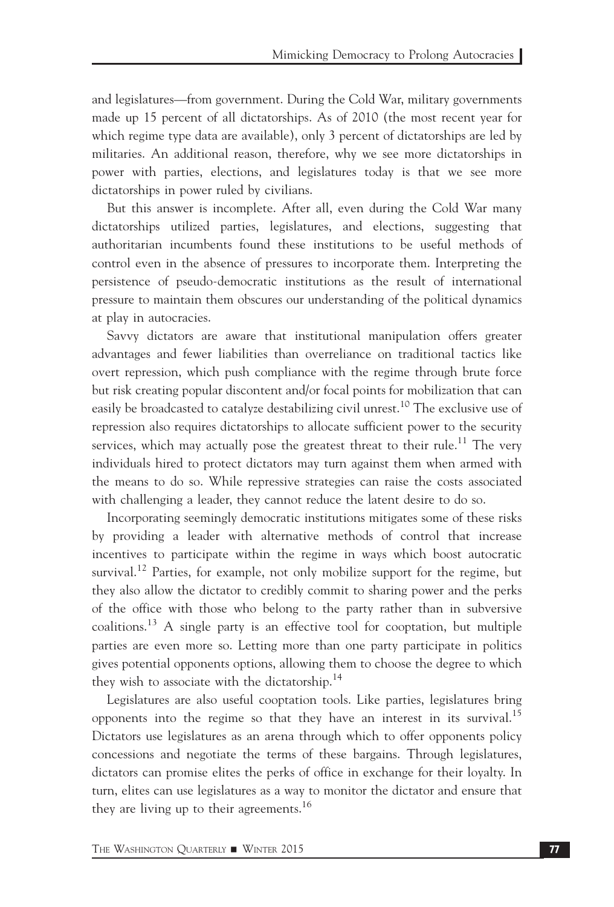and legislatures—from government. During the Cold War, military governments made up 15 percent of all dictatorships. As of 2010 (the most recent year for which regime type data are available), only 3 percent of dictatorships are led by militaries. An additional reason, therefore, why we see more dictatorships in power with parties, elections, and legislatures today is that we see more dictatorships in power ruled by civilians.

But this answer is incomplete. After all, even during the Cold War many dictatorships utilized parties, legislatures, and elections, suggesting that authoritarian incumbents found these institutions to be useful methods of control even in the absence of pressures to incorporate them. Interpreting the persistence of pseudo-democratic institutions as the result of international pressure to maintain them obscures our understanding of the political dynamics at play in autocracies.

Savvy dictators are aware that institutional manipulation offers greater advantages and fewer liabilities than overreliance on traditional tactics like overt repression, which push compliance with the regime through brute force but risk creating popular discontent and/or focal points for mobilization that can easily be broadcasted to catalyze destabilizing civil unrest.[10] The exclusive use of repression also requires dictatorships to allocate sufficient power to the security services, which may actually pose the greatest threat to their rule.[11] The very individuals hired to protect dictators may turn against them when armed with the means to do so. While repressive strategies can raise the costs associated with challenging a leader, they cannot reduce the latent desire to do so.

Incorporating seemingly democratic institutions mitigates some of these risks by providing a leader with alternative methods of control that increase incentives to participate within the regime in ways which boost autocratic survival.[12] Parties, for example, not only mobilize support for the regime, but they also allow the dictator to credibly commit to sharing power and the perks of the office with those who belong to the party rather than in subversive coalitions.[13] A single party is an effective tool for cooptation, but multiple parties are even more so. Letting more than one party participate in politics gives potential opponents options, allowing them to choose the degree to which they wish to associate with the dictatorship.[14]

Legislatures are also useful cooptation tools. Like parties, legislatures bring opponents into the regime so that they have an interest in its survival.[15] Dictators use legislatures as an arena through which to offer opponents policy concessions and negotiate the terms of these bargains. Through legislatures, dictators can promise elites the perks of office in exchange for their loyalty. In turn, elites can use legislatures as a way to monitor the dictator and ensure that they are living up to their agreements.[16]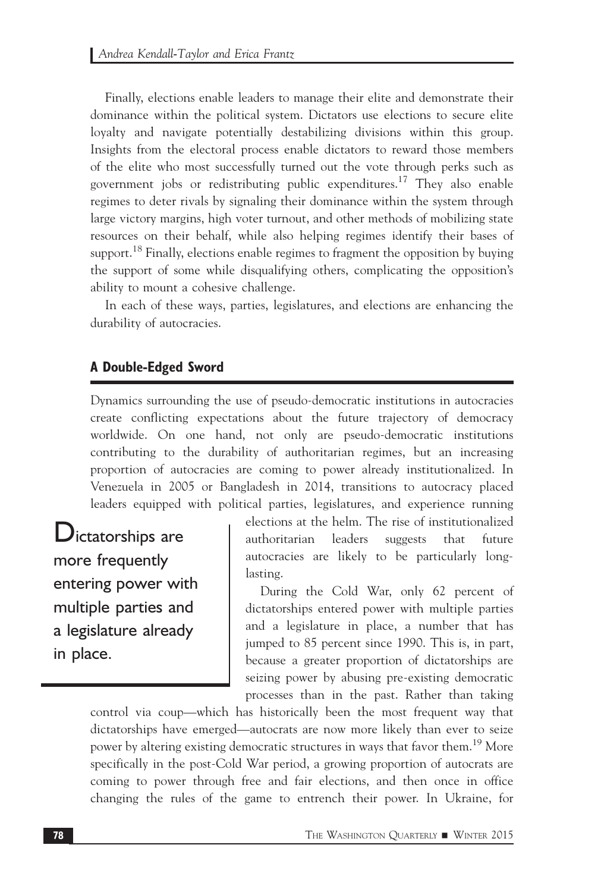Finally, elections enable leaders to manage their elite and demonstrate their dominance within the political system. Dictators use elections to secure elite loyalty and navigate potentially destabilizing divisions within this group. Insights from the electoral process enable dictators to reward those members of the elite who most successfully turned out the vote through perks such as government jobs or redistributing public expenditures.[17] They also enable regimes to deter rivals by signaling their dominance within the system through large victory margins, high voter turnout, and other methods of mobilizing state resources on their behalf, while also helping regimes identify their bases of support.[18] Finally, elections enable regimes to fragment the opposition by buying the support of some while disqualifying others, complicating the opposition's ability to mount a cohesive challenge.

In each of these ways, parties, legislatures, and elections are enhancing the durability of autocracies.

## A Double-Edged Sword

Dynamics surrounding the use of pseudo-democratic institutions in autocracies create conflicting expectations about the future trajectory of democracy worldwide. On one hand, not only are pseudo-democratic institutions contributing to the durability of authoritarian regimes, but an increasing proportion of autocracies are coming to power already institutionalized. In Venezuela in 2005 or Bangladesh in 2014, transitions to autocracy placed leaders equipped with political parties, legislatures, and experience running elections at the helm. The rise of institutionalized authoritarian leaders suggests that future autocracies are likely to be particularly long-lasting.

> Dictatorships are more frequently entering power with multiple parties and a legislature already in place.

During the Cold War, only 62 percent of dictatorships entered power with multiple parties and a legislature in place, a number that has jumped to 85 percent since 1990. This is, in part, because a greater proportion of dictatorships are seizing power by abusing pre-existing democratic processes than in the past. Rather than taking control via coup—which has historically been the most frequent way that dictatorships have emerged—autocrats are now more likely than ever to seize power by altering existing democratic structures in ways that favor them.[19] More specifically in the post-Cold War period, a growing proportion of autocrats are coming to power through free and fair elections, and then once in office changing the rules of the game to entrench their power. In Ukraine, for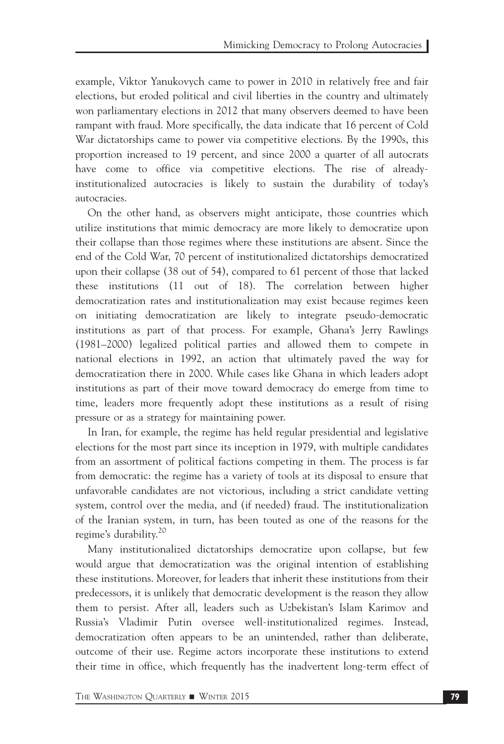example, Viktor Yanukovych came to power in 2010 in relatively free and fair elections, but eroded political and civil liberties in the country and ultimately won parliamentary elections in 2012 that many observers deemed to have been rampant with fraud. More specifically, the data indicate that 16 percent of Cold War dictatorships came to power via competitive elections. By the 1990s, this proportion increased to 19 percent, and since 2000 a quarter of all autocrats have come to office via competitive elections. The rise of already-institutionalized autocracies is likely to sustain the durability of today's autocracies.

On the other hand, as observers might anticipate, those countries which utilize institutions that mimic democracy are more likely to democratize upon their collapse than those regimes where these institutions are absent. Since the end of the Cold War, 70 percent of institutionalized dictatorships democratized upon their collapse (38 out of 54), compared to 61 percent of those that lacked these institutions (11 out of 18). The correlation between higher democratization rates and institutionalization may exist because regimes keen on initiating democratization are likely to integrate pseudo-democratic institutions as part of that process. For example, Ghana's Jerry Rawlings (1981–2000) legalized political parties and allowed them to compete in national elections in 1992, an action that ultimately paved the way for democratization there in 2000. While cases like Ghana in which leaders adopt institutions as part of their move toward democracy do emerge from time to time, leaders more frequently adopt these institutions as a result of rising pressure or as a strategy for maintaining power.

In Iran, for example, the regime has held regular presidential and legislative elections for the most part since its inception in 1979, with multiple candidates from an assortment of political factions competing in them. The process is far from democratic: the regime has a variety of tools at its disposal to ensure that unfavorable candidates are not victorious, including a strict candidate vetting system, control over the media, and (if needed) fraud. The institutionalization of the Iranian system, in turn, has been touted as one of the reasons for the regime's durability.[20]

Many institutionalized dictatorships democratize upon collapse, but few would argue that democratization was the original intention of establishing these institutions. Moreover, for leaders that inherit these institutions from their predecessors, it is unlikely that democratic development is the reason they allow them to persist. After all, leaders such as Uzbekistan's Islam Karimov and Russia's Vladimir Putin oversee well-institutionalized regimes. Instead, democratization often appears to be an unintended, rather than deliberate, outcome of their use. Regime actors incorporate these institutions to extend their time in office, which frequently has the inadvertent long-term effect of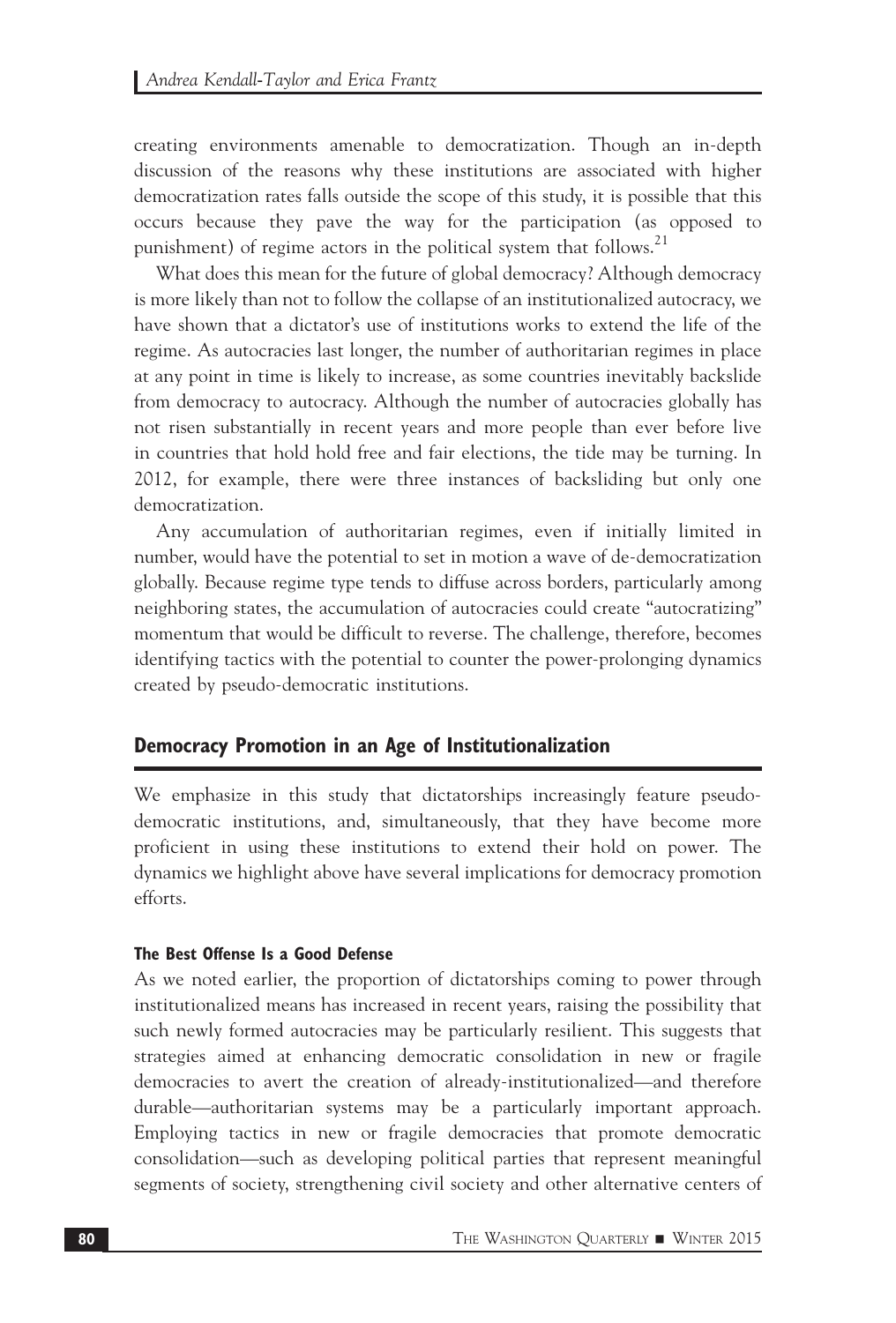creating environments amenable to democratization. Though an in-depth discussion of the reasons why these institutions are associated with higher democratization rates falls outside the scope of this study, it is possible that this occurs because they pave the way for the participation (as opposed to punishment) of regime actors in the political system that follows.[21]

What does this mean for the future of global democracy? Although democracy is more likely than not to follow the collapse of an institutionalized autocracy, we have shown that a dictator's use of institutions works to extend the life of the regime. As autocracies last longer, the number of authoritarian regimes in place at any point in time is likely to increase, as some countries inevitably backslide from democracy to autocracy. Although the number of autocracies globally has not risen substantially in recent years and more people than ever before live in countries that hold hold free and fair elections, the tide may be turning. In 2012, for example, there were three instances of backsliding but only one democratization.

Any accumulation of authoritarian regimes, even if initially limited in number, would have the potential to set in motion a wave of de-democratization globally. Because regime type tends to diffuse across borders, particularly among neighboring states, the accumulation of autocracies could create "autocratizing" momentum that would be difficult to reverse. The challenge, therefore, becomes identifying tactics with the potential to counter the power-prolonging dynamics created by pseudo-democratic institutions.

## Democracy Promotion in an Age of Institutionalization

We emphasize in this study that dictatorships increasingly feature pseudo-democratic institutions, and, simultaneously, that they have become more proficient in using these institutions to extend their hold on power. The dynamics we highlight above have several implications for democracy promotion efforts.

### The Best Offense Is a Good Defense

As we noted earlier, the proportion of dictatorships coming to power through institutionalized means has increased in recent years, raising the possibility that such newly formed autocracies may be particularly resilient. This suggests that strategies aimed at enhancing democratic consolidation in new or fragile democracies to avert the creation of already-institutionalized—and therefore durable—authoritarian systems may be a particularly important approach. Employing tactics in new or fragile democracies that promote democratic consolidation—such as developing political parties that represent meaningful segments of society, strengthening civil society and other alternative centers of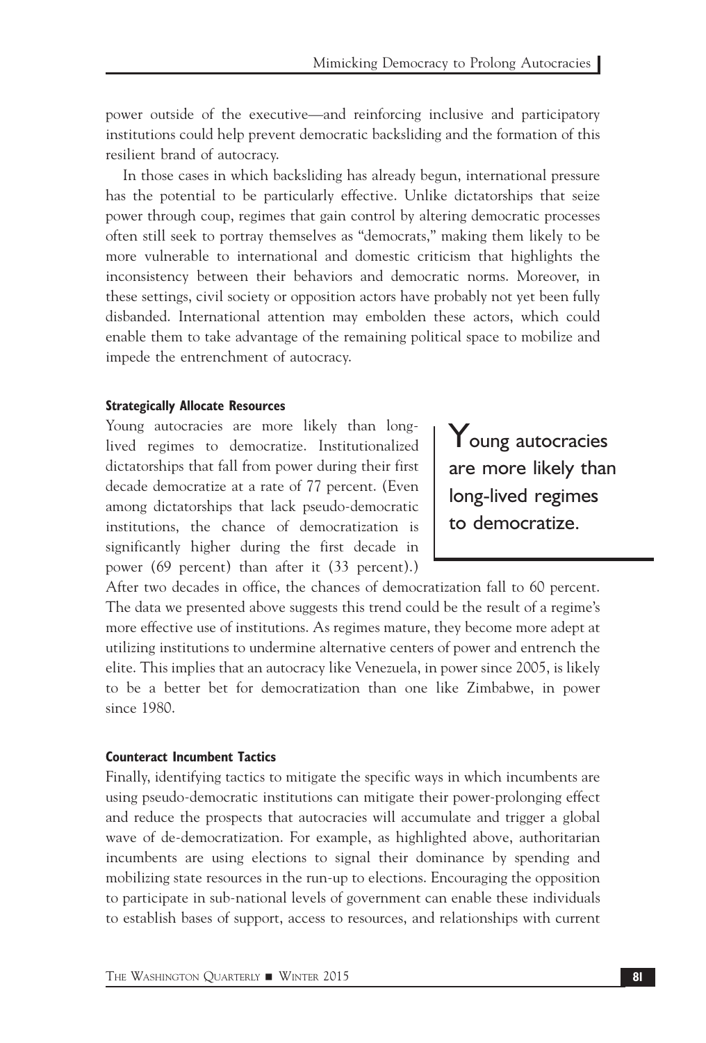power outside of the executive—and reinforcing inclusive and participatory institutions could help prevent democratic backsliding and the formation of this resilient brand of autocracy.

In those cases in which backsliding has already begun, international pressure has the potential to be particularly effective. Unlike dictatorships that seize power through coup, regimes that gain control by altering democratic processes often still seek to portray themselves as "democrats," making them likely to be more vulnerable to international and domestic criticism that highlights the inconsistency between their behaviors and democratic norms. Moreover, in these settings, civil society or opposition actors have probably not yet been fully disbanded. International attention may embolden these actors, which could enable them to take advantage of the remaining political space to mobilize and impede the entrenchment of autocracy.

#### Strategically Allocate Resources

Young autocracies are more likely than long-lived regimes to democratize. Institutionalized dictatorships that fall from power during their first decade democratize at a rate of 77 percent. (Even among dictatorships that lack pseudo-democratic institutions, the chance of democratization is significantly higher during the first decade in power (69 percent) than after it (33 percent).) After two decades in office, the chances of democratization fall to 60 percent. The data we presented above suggests this trend could be the result of a regime's more effective use of institutions. As regimes mature, they become more adept at utilizing institutions to undermine alternative centers of power and entrench the elite. This implies that an autocracy like Venezuela, in power since 2005, is likely to be a better bet for democratization than one like Zimbabwe, in power since 1980.

> Young autocracies are more likely than long-lived regimes to democratize.

#### Counteract Incumbent Tactics

Finally, identifying tactics to mitigate the specific ways in which incumbents are using pseudo-democratic institutions can mitigate their power-prolonging effect and reduce the prospects that autocracies will accumulate and trigger a global wave of de-democratization. For example, as highlighted above, authoritarian incumbents are using elections to signal their dominance by spending and mobilizing state resources in the run-up to elections. Encouraging the opposition to participate in sub-national levels of government can enable these individuals to establish bases of support, access to resources, and relationships with current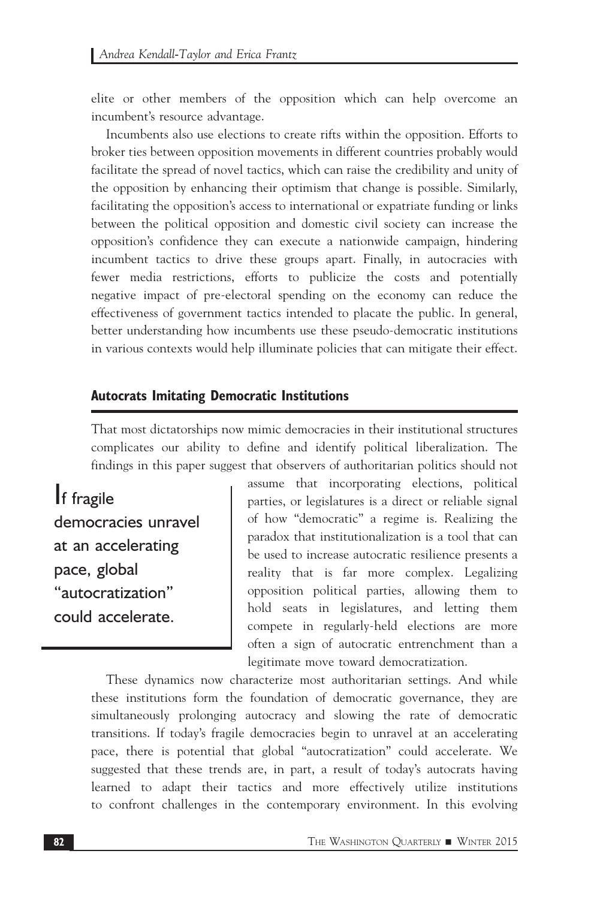elite or other members of the opposition which can help overcome an incumbent's resource advantage.

Incumbents also use elections to create rifts within the opposition. Efforts to broker ties between opposition movements in different countries probably would facilitate the spread of novel tactics, which can raise the credibility and unity of the opposition by enhancing their optimism that change is possible. Similarly, facilitating the opposition's access to international or expatriate funding or links between the political opposition and domestic civil society can increase the opposition's confidence they can execute a nationwide campaign, hindering incumbent tactics to drive these groups apart. Finally, in autocracies with fewer media restrictions, efforts to publicize the costs and potentially negative impact of pre-electoral spending on the economy can reduce the effectiveness of government tactics intended to placate the public. In general, better understanding how incumbents use these pseudo-democratic institutions in various contexts would help illuminate policies that can mitigate their effect.

## Autocrats Imitating Democratic Institutions

That most dictatorships now mimic democracies in their institutional structures complicates our ability to define and identify political liberalization. The findings in this paper suggest that observers of authoritarian politics should not assume that incorporating elections, political parties, or legislatures is a direct or reliable signal of how "democratic" a regime is. Realizing the paradox that institutionalization is a tool that can be used to increase autocratic resilience presents a reality that is far more complex. Legalizing opposition political parties, allowing them to hold seats in legislatures, and letting them compete in regularly-held elections are more often a sign of autocratic entrenchment than a legitimate move toward democratization.

> If fragile democracies unravel at an accelerating pace, global "autocratization" could accelerate.

These dynamics now characterize most authoritarian settings. And while these institutions form the foundation of democratic governance, they are simultaneously prolonging autocracy and slowing the rate of democratic transitions. If today's fragile democracies begin to unravel at an accelerating pace, there is potential that global "autocratization" could accelerate. We suggested that these trends are, in part, a result of today's autocrats having learned to adapt their tactics and more effectively utilize institutions to confront challenges in the contemporary environment. In this evolving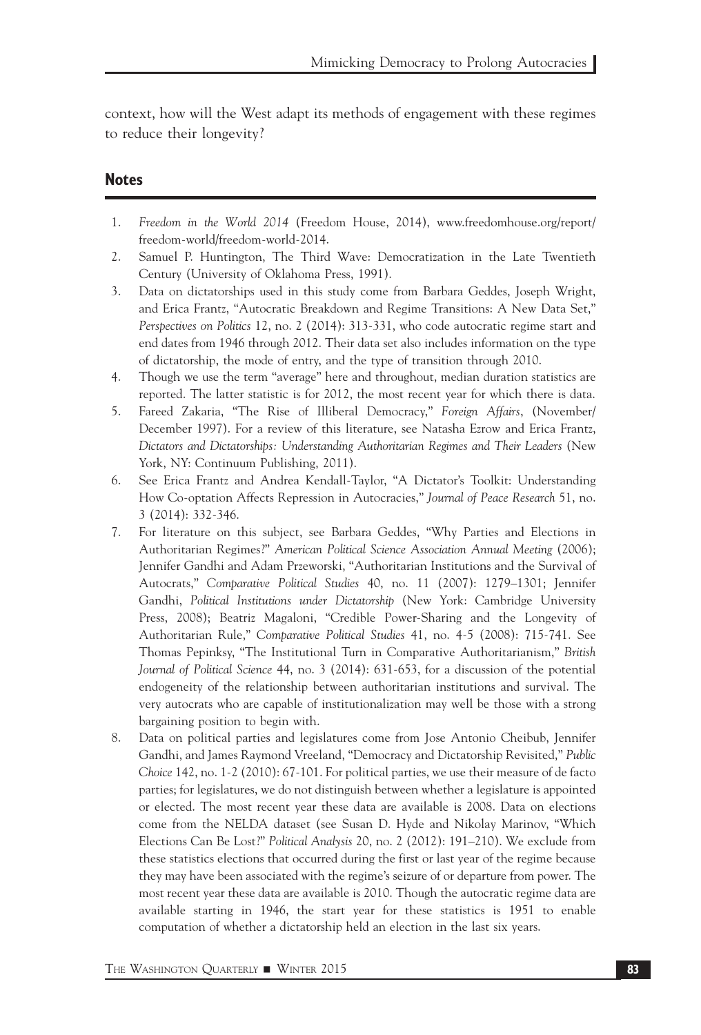context, how will the West adapt its methods of engagement with these regimes to reduce their longevity?

## Notes

1. *Freedom in the World 2014* (Freedom House, 2014), www.freedomhouse.org/report/freedom-world/freedom-world-2014.
2. Samuel P. Huntington, The Third Wave: Democratization in the Late Twentieth Century (University of Oklahoma Press, 1991).
3. Data on dictatorships used in this study come from Barbara Geddes, Joseph Wright, and Erica Frantz, "Autocratic Breakdown and Regime Transitions: A New Data Set," *Perspectives on Politics* 12, no. 2 (2014): 313-331, who code autocratic regime start and end dates from 1946 through 2012. Their data set also includes information on the type of dictatorship, the mode of entry, and the type of transition through 2010.
4. Though we use the term "average" here and throughout, median duration statistics are reported. The latter statistic is for 2012, the most recent year for which there is data.
5. Fareed Zakaria, "The Rise of Illiberal Democracy," *Foreign Affairs*, (November/December 1997). For a review of this literature, see Natasha Ezrow and Erica Frantz, *Dictators and Dictatorships: Understanding Authoritarian Regimes and Their Leaders* (New York, NY: Continuum Publishing, 2011).
6. See Erica Frantz and Andrea Kendall-Taylor, "A Dictator's Toolkit: Understanding How Co-optation Affects Repression in Autocracies," *Journal of Peace Research* 51, no. 3 (2014): 332-346.
7. For literature on this subject, see Barbara Geddes, "Why Parties and Elections in Authoritarian Regimes?" *American Political Science Association Annual Meeting* (2006); Jennifer Gandhi and Adam Przeworski, "Authoritarian Institutions and the Survival of Autocrats," *Comparative Political Studies* 40, no. 11 (2007): 1279–1301; Jennifer Gandhi, *Political Institutions under Dictatorship* (New York: Cambridge University Press, 2008); Beatriz Magaloni, "Credible Power-Sharing and the Longevity of Authoritarian Rule," *Comparative Political Studies* 41, no. 4-5 (2008): 715-741. See Thomas Pepinksy, "The Institutional Turn in Comparative Authoritarianism," *British Journal of Political Science* 44, no. 3 (2014): 631-653, for a discussion of the potential endogeneity of the relationship between authoritarian institutions and survival. The very autocrats who are capable of institutionalization may well be those with a strong bargaining position to begin with.
8. Data on political parties and legislatures come from Jose Antonio Cheibub, Jennifer Gandhi, and James Raymond Vreeland, "Democracy and Dictatorship Revisited," *Public Choice* 142, no. 1-2 (2010): 67-101. For political parties, we use their measure of de facto parties; for legislatures, we do not distinguish between whether a legislature is appointed or elected. The most recent year these data are available is 2008. Data on elections come from the NELDA dataset (see Susan D. Hyde and Nikolay Marinov, "Which Elections Can Be Lost?" *Political Analysis* 20, no. 2 (2012): 191–210). We exclude from these statistics elections that occurred during the first or last year of the regime because they may have been associated with the regime's seizure of or departure from power. The most recent year these data are available is 2010. Though the autocratic regime data are available starting in 1946, the start year for these statistics is 1951 to enable computation of whether a dictatorship held an election in the last six years.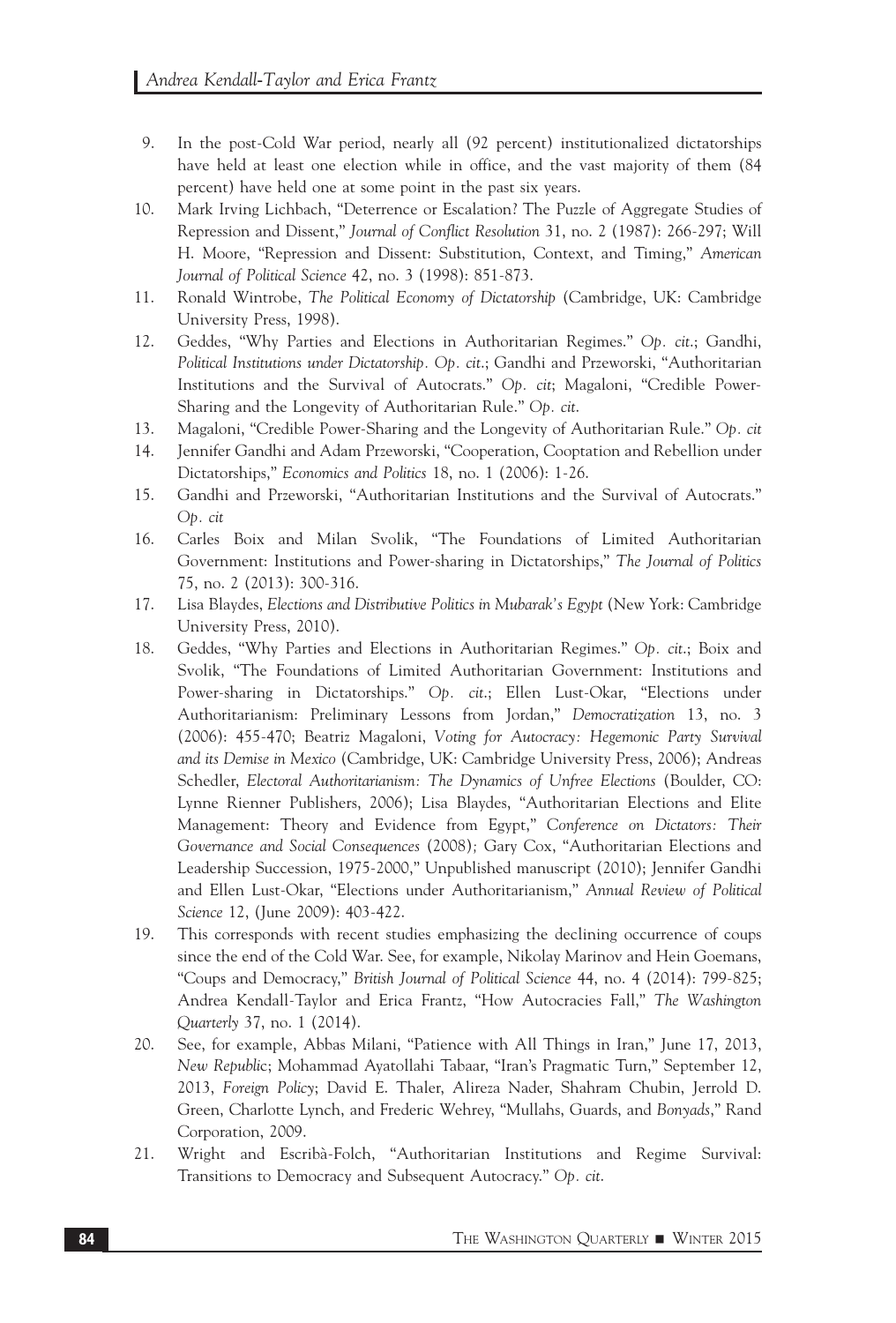9. In the post-Cold War period, nearly all (92 percent) institutionalized dictatorships have held at least one election while in office, and the vast majority of them (84 percent) have held one at some point in the past six years.
10. Mark Irving Lichbach, "Deterrence or Escalation? The Puzzle of Aggregate Studies of Repression and Dissent," *Journal of Conflict Resolution* 31, no. 2 (1987): 266-297; Will H. Moore, "Repression and Dissent: Substitution, Context, and Timing," *American Journal of Political Science* 42, no. 3 (1998): 851-873.
11. Ronald Wintrobe, *The Political Economy of Dictatorship* (Cambridge, UK: Cambridge University Press, 1998).
12. Geddes, "Why Parties and Elections in Authoritarian Regimes." *Op. cit.*; Gandhi, *Political Institutions under Dictatorship. Op. cit.*; Gandhi and Przeworski, "Authoritarian Institutions and the Survival of Autocrats." *Op. cit*; Magaloni, "Credible Power-Sharing and the Longevity of Authoritarian Rule." *Op. cit.*
13. Magaloni, "Credible Power-Sharing and the Longevity of Authoritarian Rule." *Op. cit*
14. Jennifer Gandhi and Adam Przeworski, "Cooperation, Cooptation and Rebellion under Dictatorships," *Economics and Politics* 18, no. 1 (2006): 1-26.
15. Gandhi and Przeworski, "Authoritarian Institutions and the Survival of Autocrats." *Op. cit*
16. Carles Boix and Milan Svolik, "The Foundations of Limited Authoritarian Government: Institutions and Power-sharing in Dictatorships," *The Journal of Politics* 75, no. 2 (2013): 300-316.
17. Lisa Blaydes, *Elections and Distributive Politics in Mubarak's Egypt* (New York: Cambridge University Press, 2010).
18. Geddes, "Why Parties and Elections in Authoritarian Regimes." *Op. cit.*; Boix and Svolik, "The Foundations of Limited Authoritarian Government: Institutions and Power-sharing in Dictatorships." *Op. cit.*; Ellen Lust-Okar, "Elections under Authoritarianism: Preliminary Lessons from Jordan," *Democratization* 13, no. 3 (2006): 455-470; Beatriz Magaloni, *Voting for Autocracy: Hegemonic Party Survival and its Demise in Mexico* (Cambridge, UK: Cambridge University Press, 2006); Andreas Schedler, *Electoral Authoritarianism: The Dynamics of Unfree Elections* (Boulder, CO: Lynne Rienner Publishers, 2006); Lisa Blaydes, "Authoritarian Elections and Elite Management: Theory and Evidence from Egypt," *Conference on Dictators: Their Governance and Social Consequences* (2008); Gary Cox, "Authoritarian Elections and Leadership Succession, 1975-2000," Unpublished manuscript (2010); Jennifer Gandhi and Ellen Lust-Okar, "Elections under Authoritarianism," *Annual Review of Political Science* 12, (June 2009): 403-422.
19. This corresponds with recent studies emphasizing the declining occurrence of coups since the end of the Cold War. See, for example, Nikolay Marinov and Hein Goemans, "Coups and Democracy," *British Journal of Political Science* 44, no. 4 (2014): 799-825; Andrea Kendall-Taylor and Erica Frantz, "How Autocracies Fall," *The Washington Quarterly* 37, no. 1 (2014).
20. See, for example, Abbas Milani, "Patience with All Things in Iran," June 17, 2013, *New Republic*; Mohammad Ayatollahi Tabaar, "Iran's Pragmatic Turn," September 12, 2013, *Foreign Policy*; David E. Thaler, Alireza Nader, Shahram Chubin, Jerrold D. Green, Charlotte Lynch, and Frederic Wehrey, "Mullahs, Guards, and *Bonyads*," Rand Corporation, 2009.
21. Wright and Escribà-Folch, "Authoritarian Institutions and Regime Survival: Transitions to Democracy and Subsequent Autocracy." *Op. cit.*